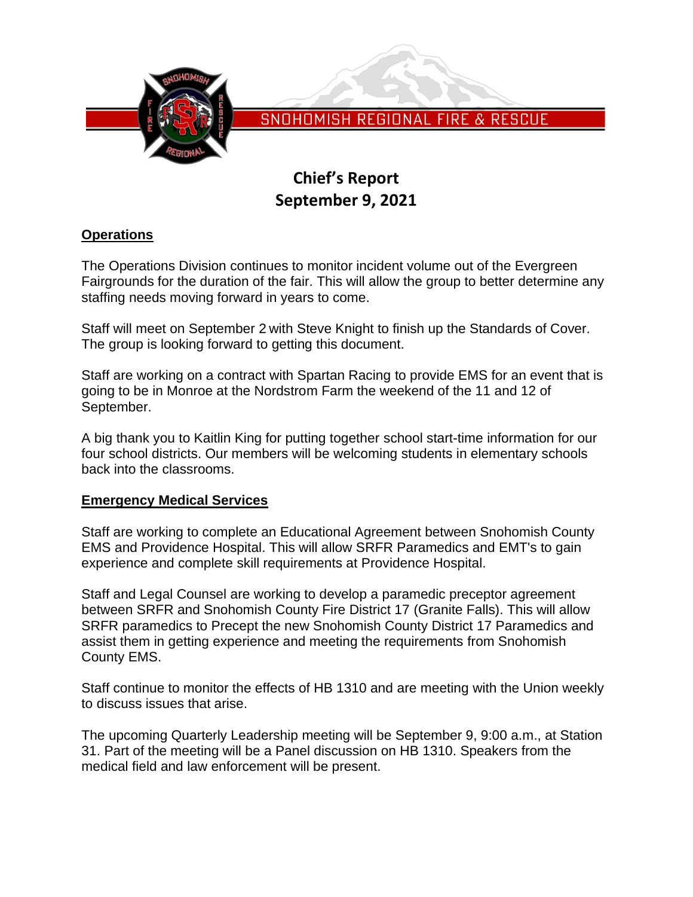SNOHOMISH REGIONAL FIRE & RESCUE

# Chief's Report
# September 9, 2021

## Operations

The Operations Division continues to monitor incident volume out of the Evergreen Fairgrounds for the duration of the fair. This will allow the group to better determine any staffing needs moving forward in years to come.

Staff will meet on September 2 with Steve Knight to finish up the Standards of Cover. The group is looking forward to getting this document.

Staff are working on a contract with Spartan Racing to provide EMS for an event that is going to be in Monroe at the Nordstrom Farm the weekend of the 11 and 12 of September.

A big thank you to Kaitlin King for putting together school start-time information for our four school districts. Our members will be welcoming students in elementary schools back into the classrooms.

## Emergency Medical Services

Staff are working to complete an Educational Agreement between Snohomish County EMS and Providence Hospital. This will allow SRFR Paramedics and EMT's to gain experience and complete skill requirements at Providence Hospital.

Staff and Legal Counsel are working to develop a paramedic preceptor agreement between SRFR and Snohomish County Fire District 17 (Granite Falls). This will allow SRFR paramedics to Precept the new Snohomish County District 17 Paramedics and assist them in getting experience and meeting the requirements from Snohomish County EMS.

Staff continue to monitor the effects of HB 1310 and are meeting with the Union weekly to discuss issues that arise.

The upcoming Quarterly Leadership meeting will be September 9, 9:00 a.m., at Station 31. Part of the meeting will be a Panel discussion on HB 1310. Speakers from the medical field and law enforcement will be present.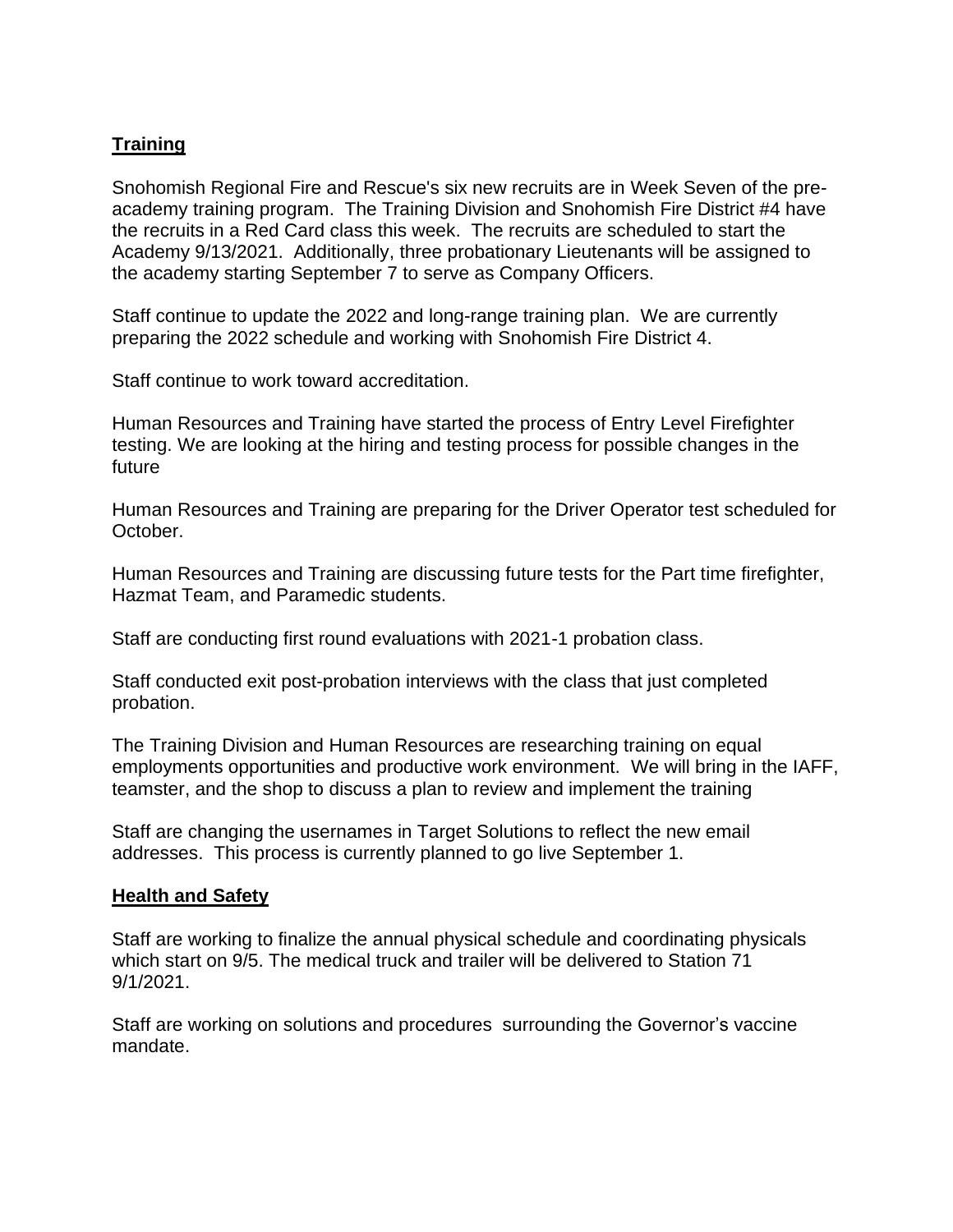## **Training**

Snohomish Regional Fire and Rescue's six new recruits are in Week Seven of the pre-academy training program. The Training Division and Snohomish Fire District #4 have the recruits in a Red Card class this week. The recruits are scheduled to start the Academy 9/13/2021. Additionally, three probationary Lieutenants will be assigned to the academy starting September 7 to serve as Company Officers.

Staff continue to update the 2022 and long-range training plan. We are currently preparing the 2022 schedule and working with Snohomish Fire District 4.

Staff continue to work toward accreditation.

Human Resources and Training have started the process of Entry Level Firefighter testing. We are looking at the hiring and testing process for possible changes in the future

Human Resources and Training are preparing for the Driver Operator test scheduled for October.

Human Resources and Training are discussing future tests for the Part time firefighter, Hazmat Team, and Paramedic students.

Staff are conducting first round evaluations with 2021-1 probation class.

Staff conducted exit post-probation interviews with the class that just completed probation.

The Training Division and Human Resources are researching training on equal employments opportunities and productive work environment. We will bring in the IAFF, teamster, and the shop to discuss a plan to review and implement the training

Staff are changing the usernames in Target Solutions to reflect the new email addresses. This process is currently planned to go live September 1.

## **Health and Safety**

Staff are working to finalize the annual physical schedule and coordinating physicals which start on 9/5. The medical truck and trailer will be delivered to Station 71 9/1/2021.

Staff are working on solutions and procedures surrounding the Governor's vaccine mandate.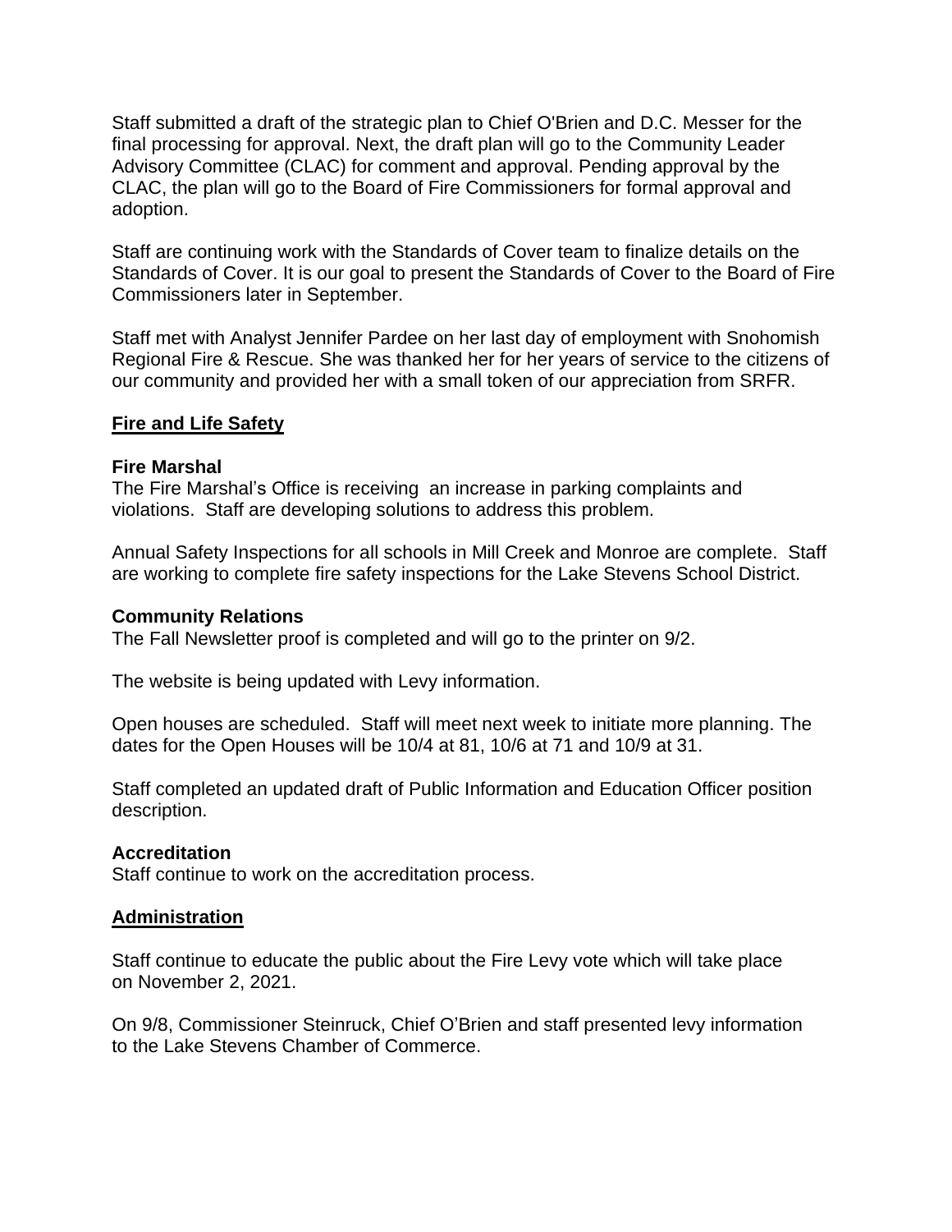Staff submitted a draft of the strategic plan to Chief O'Brien and D.C. Messer for the final processing for approval. Next, the draft plan will go to the Community Leader Advisory Committee (CLAC) for comment and approval. Pending approval by the CLAC, the plan will go to the Board of Fire Commissioners for formal approval and adoption.

Staff are continuing work with the Standards of Cover team to finalize details on the Standards of Cover. It is our goal to present the Standards of Cover to the Board of Fire Commissioners later in September.

Staff met with Analyst Jennifer Pardee on her last day of employment with Snohomish Regional Fire & Rescue. She was thanked her for her years of service to the citizens of our community and provided her with a small token of our appreciation from SRFR.

## Fire and Life Safety

**Fire Marshal**
The Fire Marshal's Office is receiving an increase in parking complaints and violations. Staff are developing solutions to address this problem.

Annual Safety Inspections for all schools in Mill Creek and Monroe are complete. Staff are working to complete fire safety inspections for the Lake Stevens School District.

**Community Relations**
The Fall Newsletter proof is completed and will go to the printer on 9/2.

The website is being updated with Levy information.

Open houses are scheduled. Staff will meet next week to initiate more planning. The dates for the Open Houses will be 10/4 at 81, 10/6 at 71 and 10/9 at 31.

Staff completed an updated draft of Public Information and Education Officer position description.

**Accreditation**
Staff continue to work on the accreditation process.

## Administration

Staff continue to educate the public about the Fire Levy vote which will take place on November 2, 2021.

On 9/8, Commissioner Steinruck, Chief O'Brien and staff presented levy information to the Lake Stevens Chamber of Commerce.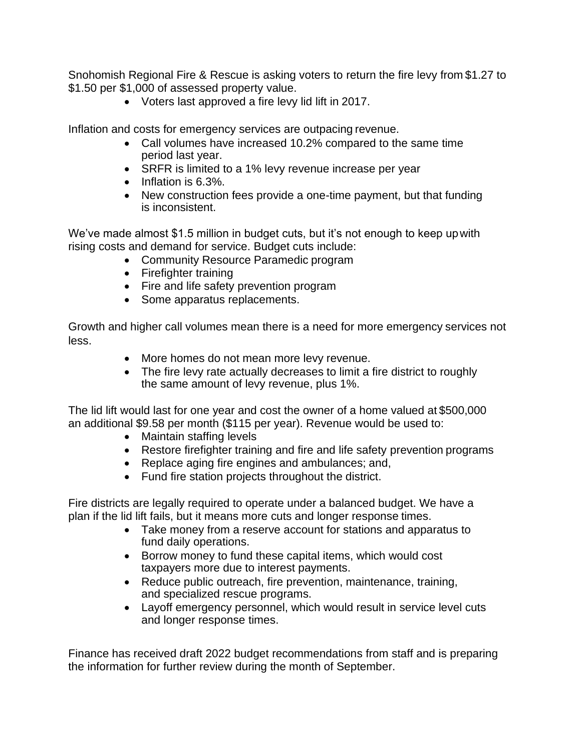Snohomish Regional Fire & Rescue is asking voters to return the fire levy from $1.27 to $1.50 per $1,000 of assessed property value.

- Voters last approved a fire levy lid lift in 2017.

Inflation and costs for emergency services are outpacing revenue.

- Call volumes have increased 10.2% compared to the same time period last year.
- SRFR is limited to a 1% levy revenue increase per year
- Inflation is 6.3%.
- New construction fees provide a one-time payment, but that funding is inconsistent.

We've made almost $1.5 million in budget cuts, but it's not enough to keep up with rising costs and demand for service. Budget cuts include:

- Community Resource Paramedic program
- Firefighter training
- Fire and life safety prevention program
- Some apparatus replacements.

Growth and higher call volumes mean there is a need for more emergency services not less.

- More homes do not mean more levy revenue.
- The fire levy rate actually decreases to limit a fire district to roughly the same amount of levy revenue, plus 1%.

The lid lift would last for one year and cost the owner of a home valued at $500,000 an additional $9.58 per month ($115 per year). Revenue would be used to:

- Maintain staffing levels
- Restore firefighter training and fire and life safety prevention programs
- Replace aging fire engines and ambulances; and,
- Fund fire station projects throughout the district.

Fire districts are legally required to operate under a balanced budget. We have a plan if the lid lift fails, but it means more cuts and longer response times.

- Take money from a reserve account for stations and apparatus to fund daily operations.
- Borrow money to fund these capital items, which would cost taxpayers more due to interest payments.
- Reduce public outreach, fire prevention, maintenance, training, and specialized rescue programs.
- Layoff emergency personnel, which would result in service level cuts and longer response times.

Finance has received draft 2022 budget recommendations from staff and is preparing the information for further review during the month of September.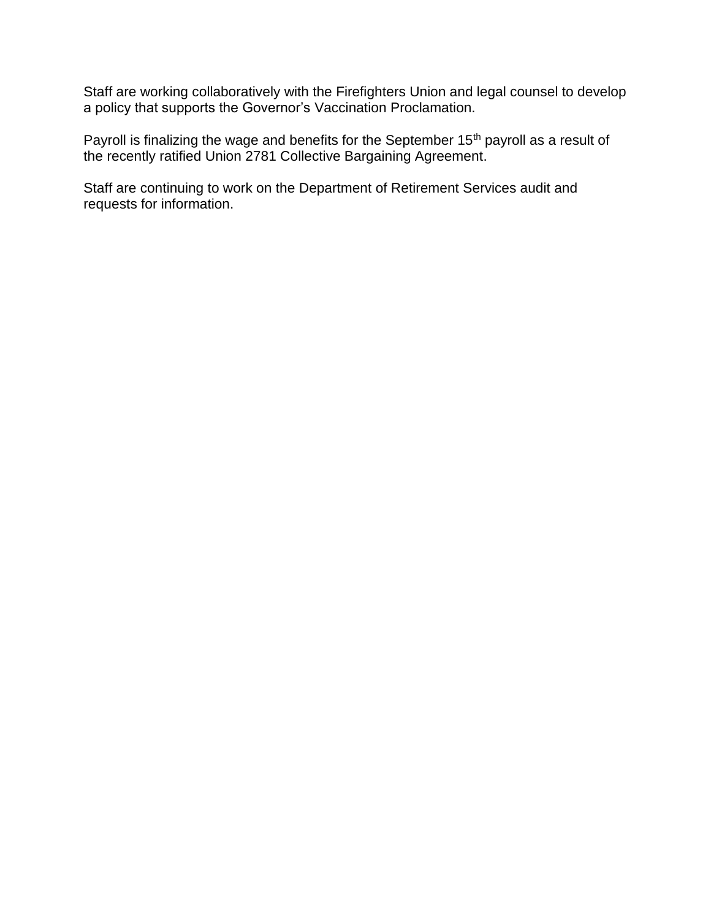Staff are working collaboratively with the Firefighters Union and legal counsel to develop a policy that supports the Governor's Vaccination Proclamation.

Payroll is finalizing the wage and benefits for the September 15th payroll as a result of the recently ratified Union 2781 Collective Bargaining Agreement.

Staff are continuing to work on the Department of Retirement Services audit and requests for information.